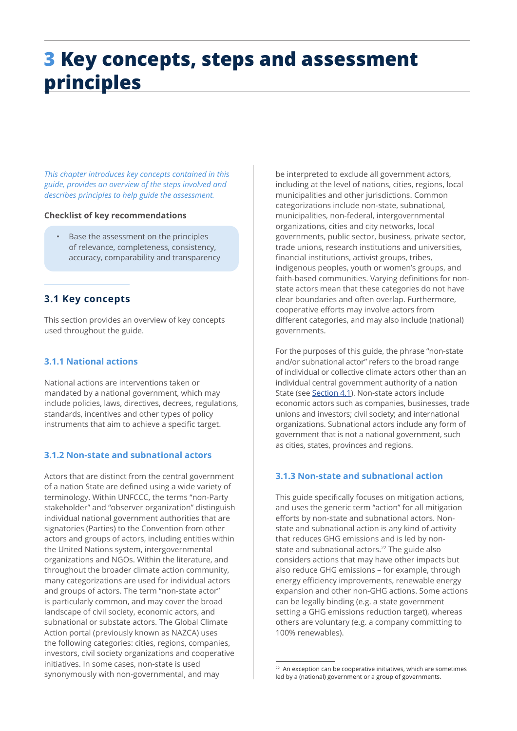# 3 Key concepts, steps and assessment principles

*This chapter introduces key concepts contained in this guide, provides an overview of the steps involved and describes principles to help guide the assessment.*

**Checklist of key recommendations**

- Base the assessment on the principles of relevance, completeness, consistency, accuracy, comparability and transparency

## 3.1 Key concepts

This section provides an overview of key concepts used throughout the guide.

### 3.1.1 National actions

National actions are interventions taken or mandated by a national government, which may include policies, laws, directives, decrees, regulations, standards, incentives and other types of policy instruments that aim to achieve a specific target.

### 3.1.2 Non-state and subnational actors

Actors that are distinct from the central government of a nation State are defined using a wide variety of terminology. Within UNFCCC, the terms "non-Party stakeholder" and "observer organization" distinguish individual national government authorities that are signatories (Parties) to the Convention from other actors and groups of actors, including entities within the United Nations system, intergovernmental organizations and NGOs. Within the literature, and throughout the broader climate action community, many categorizations are used for individual actors and groups of actors. The term "non-state actor" is particularly common, and may cover the broad landscape of civil society, economic actors, and subnational or substate actors. The Global Climate Action portal (previously known as NAZCA) uses the following categories: cities, regions, companies, investors, civil society organizations and cooperative initiatives. In some cases, non-state is used synonymously with non-governmental, and may be interpreted to exclude all government actors, including at the level of nations, cities, regions, local municipalities and other jurisdictions. Common categorizations include non-state, subnational, municipalities, non-federal, intergovernmental organizations, cities and city networks, local governments, public sector, business, private sector, trade unions, research institutions and universities, financial institutions, activist groups, tribes, indigenous peoples, youth or women's groups, and faith-based communities. Varying definitions for non-state actors mean that these categories do not have clear boundaries and often overlap. Furthermore, cooperative efforts may involve actors from different categories, and may also include (national) governments.

For the purposes of this guide, the phrase "non-state and/or subnational actor" refers to the broad range of individual or collective climate actors other than an individual central government authority of a nation State (see Section 4.1). Non-state actors include economic actors such as companies, businesses, trade unions and investors; civil society; and international organizations. Subnational actors include any form of government that is not a national government, such as cities, states, provinces and regions.

### 3.1.3 Non-state and subnational action

This guide specifically focuses on mitigation actions, and uses the generic term "action" for all mitigation efforts by non-state and subnational actors. Non-state and subnational action is any kind of activity that reduces GHG emissions and is led by non-state and subnational actors.[22] The guide also considers actions that may have other impacts but also reduce GHG emissions – for example, through energy efficiency improvements, renewable energy expansion and other non-GHG actions. Some actions can be legally binding (e.g. a state government setting a GHG emissions reduction target), whereas others are voluntary (e.g. a company committing to 100% renewables).

[22] An exception can be cooperative initiatives, which are sometimes led by a (national) government or a group of governments.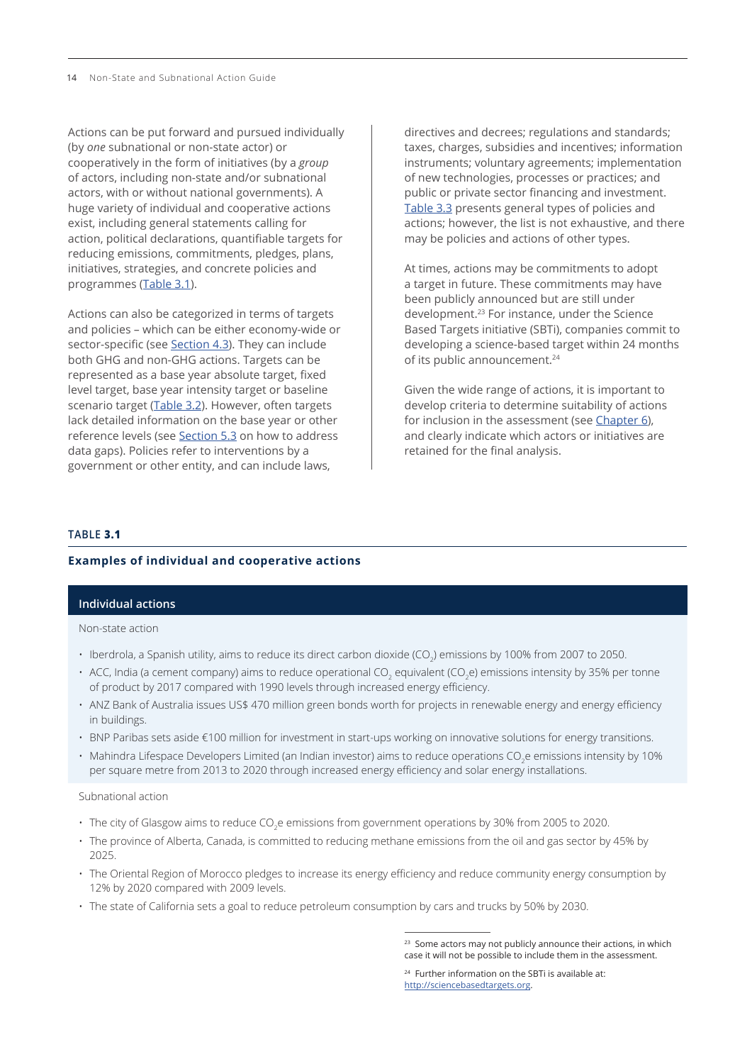Actions can be put forward and pursued individually (by *one* subnational or non-state actor) or cooperatively in the form of initiatives (by a *group* of actors, including non-state and/or subnational actors, with or without national governments). A huge variety of individual and cooperative actions exist, including general statements calling for action, political declarations, quantifiable targets for reducing emissions, commitments, pledges, plans, initiatives, strategies, and concrete policies and programmes (Table 3.1).

Actions can also be categorized in terms of targets and policies – which can be either economy-wide or sector-specific (see Section 4.3). They can include both GHG and non-GHG actions. Targets can be represented as a base year absolute target, fixed level target, base year intensity target or baseline scenario target (Table 3.2). However, often targets lack detailed information on the base year or other reference levels (see Section 5.3 on how to address data gaps). Policies refer to interventions by a government or other entity, and can include laws, directives and decrees; regulations and standards; taxes, charges, subsidies and incentives; information instruments; voluntary agreements; implementation of new technologies, processes or practices; and public or private sector financing and investment. Table 3.3 presents general types of policies and actions; however, the list is not exhaustive, and there may be policies and actions of other types.

At times, actions may be commitments to adopt a target in future. These commitments may have been publicly announced but are still under development.[23] For instance, under the Science Based Targets initiative (SBTi), companies commit to developing a science-based target within 24 months of its public announcement.[24]

Given the wide range of actions, it is important to develop criteria to determine suitability of actions for inclusion in the assessment (see Chapter 6), and clearly indicate which actors or initiatives are retained for the final analysis.

**TABLE 3.1**

**Examples of individual and cooperative actions**

| Individual actions |
| --- |
| Non-state action |
| • Iberdrola, a Spanish utility, aims to reduce its direct carbon dioxide ($CO_2$) emissions by 100% from 2007 to 2050.<br>• ACC, India (a cement company) aims to reduce operational $CO_2$ equivalent ($CO_2e$) emissions intensity by 35% per tonne of product by 2017 compared with 1990 levels through increased energy efficiency.<br>• ANZ Bank of Australia issues US$ 470 million green bonds worth for projects in renewable energy and energy efficiency in buildings.<br>• BNP Paribas sets aside €100 million for investment in start-ups working on innovative solutions for energy transitions.<br>• Mahindra Lifespace Developers Limited (an Indian investor) aims to reduce operations $CO_2e$ emissions intensity by 10% per square metre from 2013 to 2020 through increased energy efficiency and solar energy installations. |
| Subnational action |
| • The city of Glasgow aims to reduce $CO_2e$ emissions from government operations by 30% from 2005 to 2020.<br>• The province of Alberta, Canada, is committed to reducing methane emissions from the oil and gas sector by 45% by 2025.<br>• The Oriental Region of Morocco pledges to increase its energy efficiency and reduce community energy consumption by 12% by 2020 compared with 2009 levels.<br>• The state of California sets a goal to reduce petroleum consumption by cars and trucks by 50% by 2030. |

[23] Some actors may not publicly announce their actions, in which case it will not be possible to include them in the assessment.

[24] Further information on the SBTi is available at: http://sciencebasedtargets.org.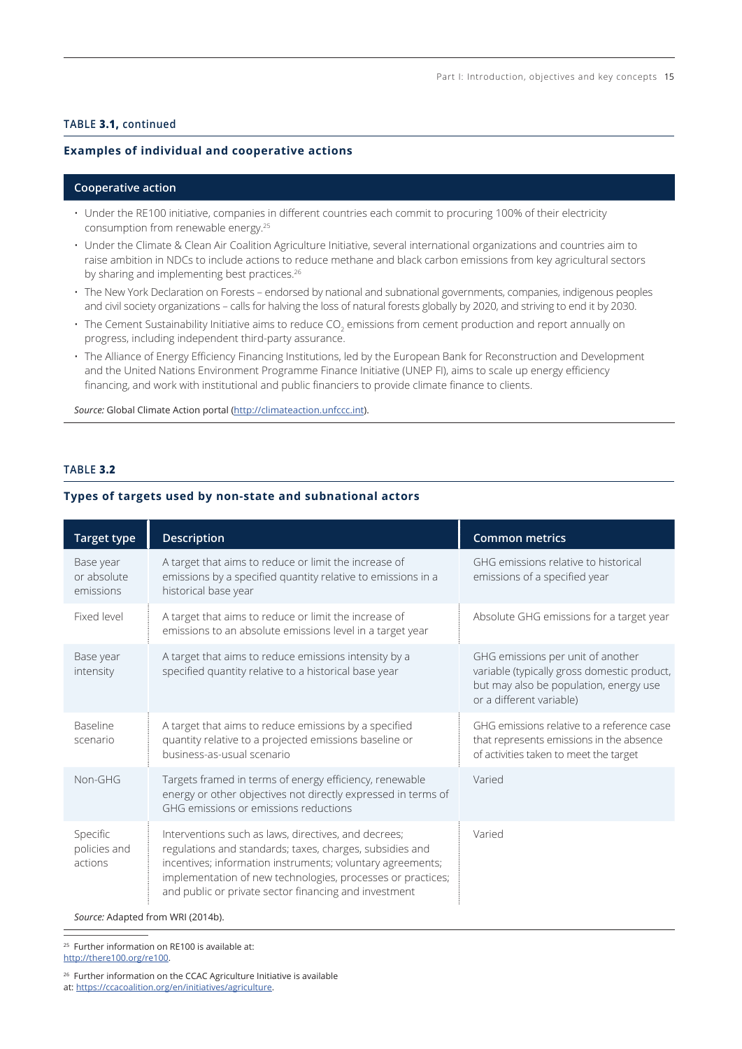**TABLE 3.1, continued**

## Examples of individual and cooperative actions

| Cooperative action |
|---|
| • Under the RE100 initiative, companies in different countries each commit to procuring 100% of their electricity consumption from renewable energy.[25] |
| • Under the Climate & Clean Air Coalition Agriculture Initiative, several international organizations and countries aim to raise ambition in NDCs to include actions to reduce methane and black carbon emissions from key agricultural sectors by sharing and implementing best practices.[26] |
| • The New York Declaration on Forests – endorsed by national and subnational governments, companies, indigenous peoples and civil society organizations – calls for halving the loss of natural forests globally by 2020, and striving to end it by 2030. |
| • The Cement Sustainability Initiative aims to reduce $CO_2$ emissions from cement production and report annually on progress, including independent third-party assurance. |
| • The Alliance of Energy Efficiency Financing Institutions, led by the European Bank for Reconstruction and Development and the United Nations Environment Programme Finance Initiative (UNEP FI), aims to scale up energy efficiency financing, and work with institutional and public financiers to provide climate finance to clients. |

*Source:* Global Climate Action portal (http://climateaction.unfccc.int).

**TABLE 3.2**

## Types of targets used by non-state and subnational actors

| Target type | Description | Common metrics |
|---|---|---|
| Base year or absolute emissions | A target that aims to reduce or limit the increase of emissions by a specified quantity relative to emissions in a historical base year | GHG emissions relative to historical emissions of a specified year |
| Fixed level | A target that aims to reduce or limit the increase of emissions to an absolute emissions level in a target year | Absolute GHG emissions for a target year |
| Base year intensity | A target that aims to reduce emissions intensity by a specified quantity relative to a historical base year | GHG emissions per unit of another variable (typically gross domestic product, but may also be population, energy use or a different variable) |
| Baseline scenario | A target that aims to reduce emissions by a specified quantity relative to a projected emissions baseline or business-as-usual scenario | GHG emissions relative to a reference case that represents emissions in the absence of activities taken to meet the target |
| Non-GHG | Targets framed in terms of energy efficiency, renewable energy or other objectives not directly expressed in terms of GHG emissions or emissions reductions | Varied |
| Specific policies and actions | Interventions such as laws, directives, and decrees; regulations and standards; taxes, charges, subsidies and incentives; information instruments; voluntary agreements; implementation of new technologies, processes or practices; and public or private sector financing and investment | Varied |

*Source:* Adapted from WRI (2014b).

[25] Further information on RE100 is available at: http://there100.org/re100.

[26] Further information on the CCAC Agriculture Initiative is available at: https://ccacoalition.org/en/initiatives/agriculture.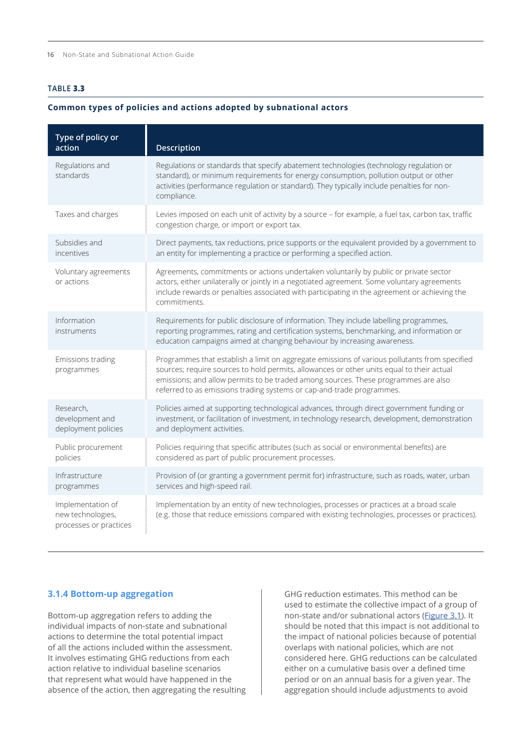**TABLE 3.3**

**Common types of policies and actions adopted by subnational actors**

| Type of policy or action | Description |
|---|---|
| Regulations and standards | Regulations or standards that specify abatement technologies (technology regulation or standard), or minimum requirements for energy consumption, pollution output or other activities (performance regulation or standard). They typically include penalties for non-compliance. |
| Taxes and charges | Levies imposed on each unit of activity by a source – for example, a fuel tax, carbon tax, traffic congestion charge, or import or export tax. |
| Subsidies and incentives | Direct payments, tax reductions, price supports or the equivalent provided by a government to an entity for implementing a practice or performing a specified action. |
| Voluntary agreements or actions | Agreements, commitments or actions undertaken voluntarily by public or private sector actors, either unilaterally or jointly in a negotiated agreement. Some voluntary agreements include rewards or penalties associated with participating in the agreement or achieving the commitments. |
| Information instruments | Requirements for public disclosure of information. They include labelling programmes, reporting programmes, rating and certification systems, benchmarking, and information or education campaigns aimed at changing behaviour by increasing awareness. |
| Emissions trading programmes | Programmes that establish a limit on aggregate emissions of various pollutants from specified sources; require sources to hold permits, allowances or other units equal to their actual emissions; and allow permits to be traded among sources. These programmes are also referred to as emissions trading systems or cap-and-trade programmes. |
| Research, development and deployment policies | Policies aimed at supporting technological advances, through direct government funding or investment, or facilitation of investment, in technology research, development, demonstration and deployment activities. |
| Public procurement policies | Policies requiring that specific attributes (such as social or environmental benefits) are considered as part of public procurement processes. |
| Infrastructure programmes | Provision of (or granting a government permit for) infrastructure, such as roads, water, urban services and high-speed rail. |
| Implementation of new technologies, processes or practices | Implementation by an entity of new technologies, processes or practices at a broad scale (e.g. those that reduce emissions compared with existing technologies, processes or practices). |

### 3.1.4 Bottom-up aggregation

Bottom-up aggregation refers to adding the individual impacts of non-state and subnational actions to determine the total potential impact of all the actions included within the assessment. It involves estimating GHG reductions from each action relative to individual baseline scenarios that represent what would have happened in the absence of the action, then aggregating the resulting GHG reduction estimates. This method can be used to estimate the collective impact of a group of non-state and/or subnational actors (Figure 3.1). It should be noted that this impact is not additional to the impact of national policies because of potential overlaps with national policies, which are not considered here. GHG reductions can be calculated either on a cumulative basis over a defined time period or on an annual basis for a given year. The aggregation should include adjustments to avoid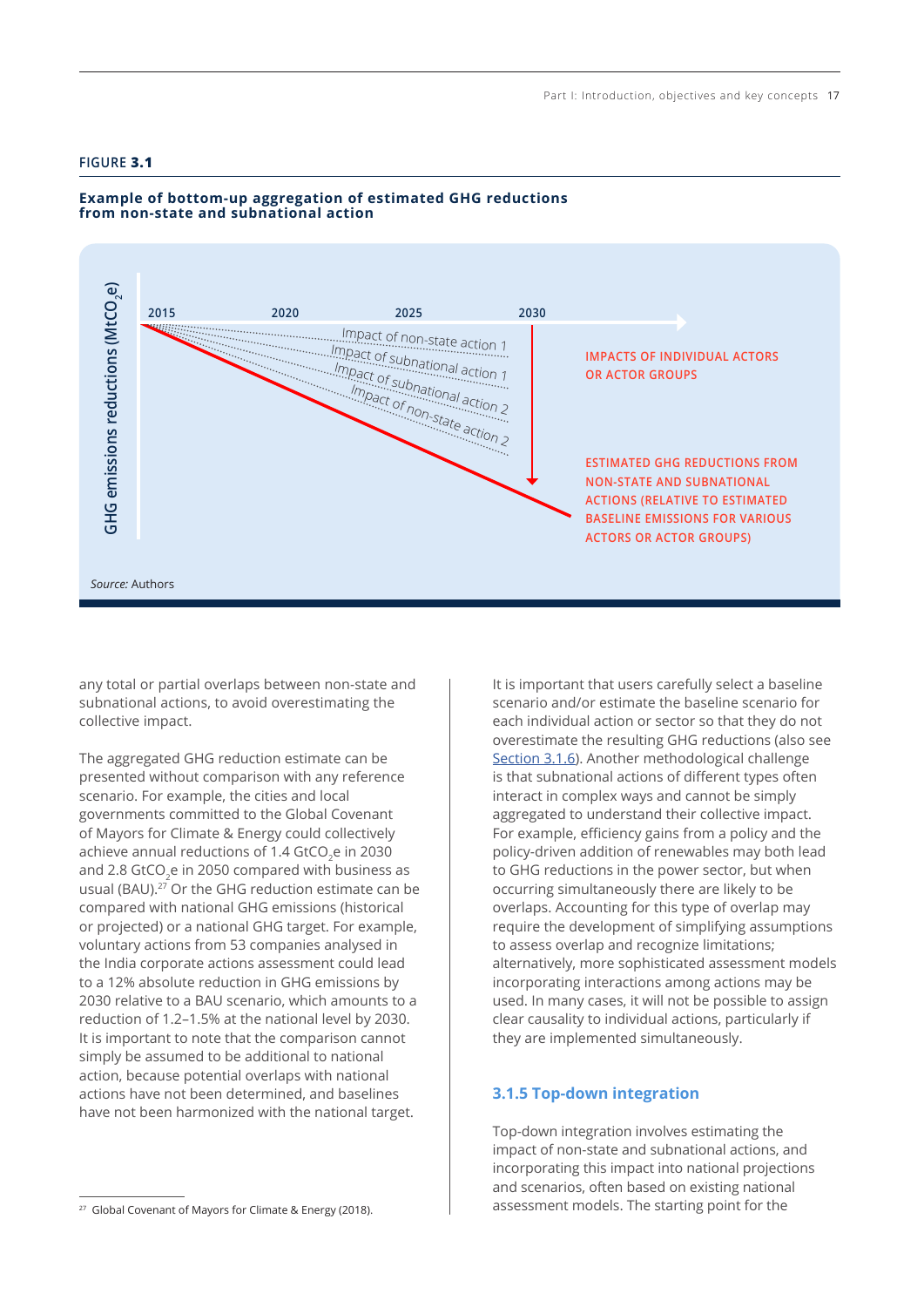**FIGURE 3.1**

**Example of bottom-up aggregation of estimated GHG reductions from non-state and subnational action**

GHG emissions reductions ($MtCO_2e$)

2015 2020 2025 2030

Impact of non-state action 1
Impact of subnational action 1
Impact of subnational action 2
Impact of non-state action 2

IMPACTS OF INDIVIDUAL ACTORS OR ACTOR GROUPS

ESTIMATED GHG REDUCTIONS FROM NON-STATE AND SUBNATIONAL ACTIONS (RELATIVE TO ESTIMATED BASELINE EMISSIONS FOR VARIOUS ACTORS OR ACTOR GROUPS)

*Source:* Authors

any total or partial overlaps between non-state and subnational actions, to avoid overestimating the collective impact.

The aggregated GHG reduction estimate can be presented without comparison with any reference scenario. For example, the cities and local governments committed to the Global Covenant of Mayors for Climate & Energy could collectively achieve annual reductions of 1.4 $GtCO_2e$ in 2030 and 2.8 $GtCO_2e$ in 2050 compared with business as usual (BAU).[27] Or the GHG reduction estimate can be compared with national GHG emissions (historical or projected) or a national GHG target. For example, voluntary actions from 53 companies analysed in the India corporate actions assessment could lead to a 12% absolute reduction in GHG emissions by 2030 relative to a BAU scenario, which amounts to a reduction of 1.2–1.5% at the national level by 2030. It is important to note that the comparison cannot simply be assumed to be additional to national action, because potential overlaps with national actions have not been determined, and baselines have not been harmonized with the national target.

It is important that users carefully select a baseline scenario and/or estimate the baseline scenario for each individual action or sector so that they do not overestimate the resulting GHG reductions (also see Section 3.1.6). Another methodological challenge is that subnational actions of different types often interact in complex ways and cannot be simply aggregated to understand their collective impact. For example, efficiency gains from a policy and the policy-driven addition of renewables may both lead to GHG reductions in the power sector, but when occurring simultaneously there are likely to be overlaps. Accounting for this type of overlap may require the development of simplifying assumptions to assess overlap and recognize limitations; alternatively, more sophisticated assessment models incorporating interactions among actions may be used. In many cases, it will not be possible to assign clear causality to individual actions, particularly if they are implemented simultaneously.

### 3.1.5 Top-down integration

Top-down integration involves estimating the impact of non-state and subnational actions, and incorporating this impact into national projections and scenarios, often based on existing national assessment models. The starting point for the

[27] Global Covenant of Mayors for Climate & Energy (2018).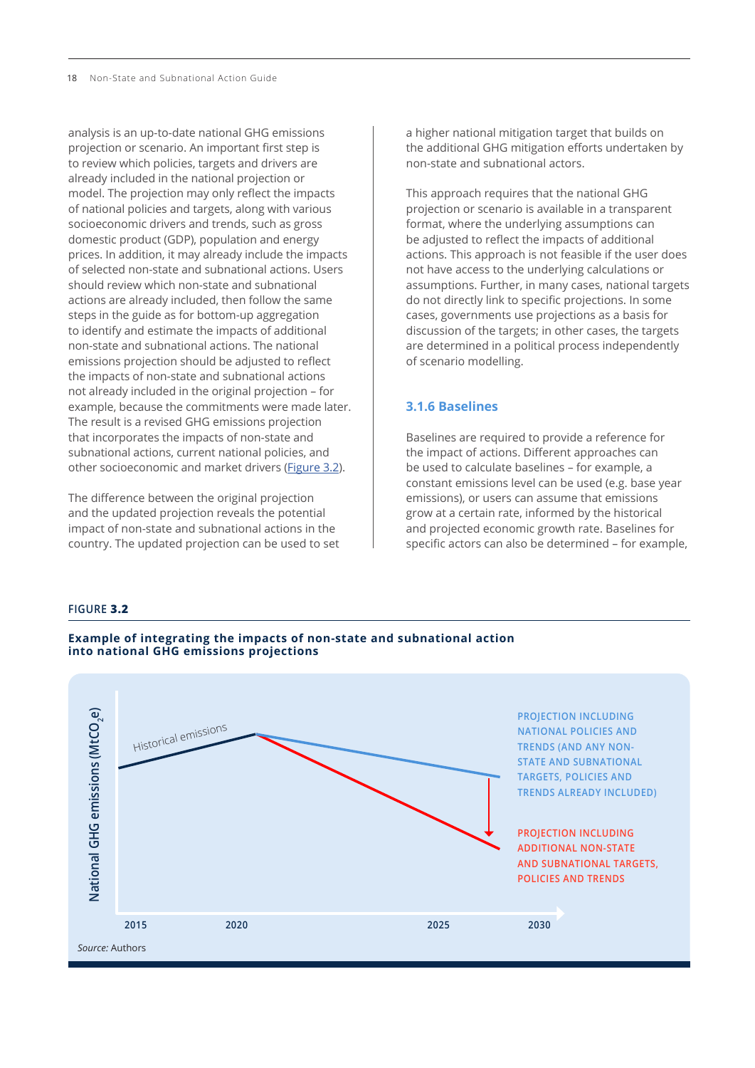analysis is an up-to-date national GHG emissions projection or scenario. An important first step is to review which policies, targets and drivers are already included in the national projection or model. The projection may only reflect the impacts of national policies and targets, along with various socioeconomic drivers and trends, such as gross domestic product (GDP), population and energy prices. In addition, it may already include the impacts of selected non-state and subnational actions. Users should review which non-state and subnational actions are already included, then follow the same steps in the guide as for bottom-up aggregation to identify and estimate the impacts of additional non-state and subnational actions. The national emissions projection should be adjusted to reflect the impacts of non-state and subnational actions not already included in the original projection – for example, because the commitments were made later. The result is a revised GHG emissions projection that incorporates the impacts of non-state and subnational actions, current national policies, and other socioeconomic and market drivers (Figure 3.2).

The difference between the original projection and the updated projection reveals the potential impact of non-state and subnational actions in the country. The updated projection can be used to set a higher national mitigation target that builds on the additional GHG mitigation efforts undertaken by non-state and subnational actors.

This approach requires that the national GHG projection or scenario is available in a transparent format, where the underlying assumptions can be adjusted to reflect the impacts of additional actions. This approach is not feasible if the user does not have access to the underlying calculations or assumptions. Further, in many cases, national targets do not directly link to specific projections. In some cases, governments use projections as a basis for discussion of the targets; in other cases, the targets are determined in a political process independently of scenario modelling.

### 3.1.6 Baselines

Baselines are required to provide a reference for the impact of actions. Different approaches can be used to calculate baselines – for example, a constant emissions level can be used (e.g. base year emissions), or users can assume that emissions grow at a certain rate, informed by the historical and projected economic growth rate. Baselines for specific actors can also be determined – for example,

FIGURE **3.2**

**Example of integrating the impacts of non-state and subnational action into national GHG emissions projections**

National GHG emissions ($MtCO_2e$)

Historical emissions

PROJECTION INCLUDING NATIONAL POLICIES AND TRENDS (AND ANY NON-STATE AND SUBNATIONAL TARGETS, POLICIES AND TRENDS ALREADY INCLUDED)

PROJECTION INCLUDING ADDITIONAL NON-STATE AND SUBNATIONAL TARGETS, POLICIES AND TRENDS

2015 2020 2025 2030

*Source:* Authors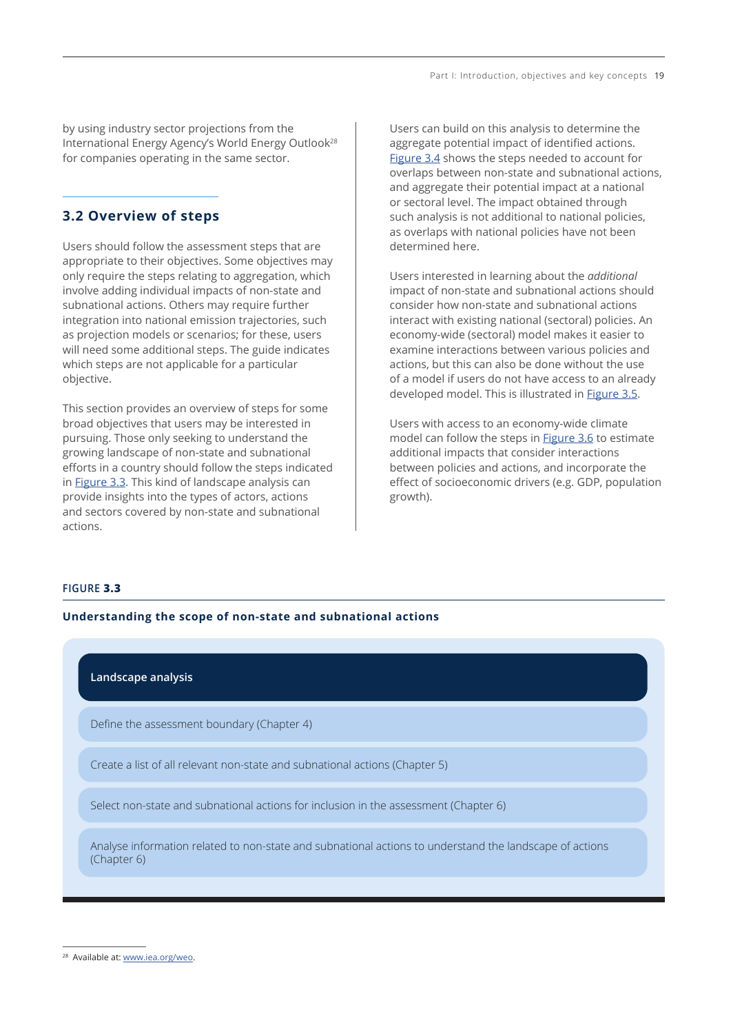by using industry sector projections from the International Energy Agency's World Energy Outlook[28] for companies operating in the same sector.

## 3.2 Overview of steps

Users should follow the assessment steps that are appropriate to their objectives. Some objectives may only require the steps relating to aggregation, which involve adding individual impacts of non-state and subnational actions. Others may require further integration into national emission trajectories, such as projection models or scenarios; for these, users will need some additional steps. The guide indicates which steps are not applicable for a particular objective.

This section provides an overview of steps for some broad objectives that users may be interested in pursuing. Those only seeking to understand the growing landscape of non-state and subnational efforts in a country should follow the steps indicated in Figure 3.3. This kind of landscape analysis can provide insights into the types of actors, actions and sectors covered by non-state and subnational actions.

Users can build on this analysis to determine the aggregate potential impact of identified actions. Figure 3.4 shows the steps needed to account for overlaps between non-state and subnational actions, and aggregate their potential impact at a national or sectoral level. The impact obtained through such analysis is not additional to national policies, as overlaps with national policies have not been determined here.

Users interested in learning about the *additional* impact of non-state and subnational actions should consider how non-state and subnational actions interact with existing national (sectoral) policies. An economy-wide (sectoral) model makes it easier to examine interactions between various policies and actions, but this can also be done without the use of a model if users do not have access to an already developed model. This is illustrated in Figure 3.5.

Users with access to an economy-wide climate model can follow the steps in Figure 3.6 to estimate additional impacts that consider interactions between policies and actions, and incorporate the effect of socioeconomic drivers (e.g. GDP, population growth).

FIGURE **3.3**

**Understanding the scope of non-state and subnational actions**

**Landscape analysis**

- Define the assessment boundary (Chapter 4)
- Create a list of all relevant non-state and subnational actions (Chapter 5)
- Select non-state and subnational actions for inclusion in the assessment (Chapter 6)
- Analyse information related to non-state and subnational actions to understand the landscape of actions (Chapter 6)

[28] Available at: www.iea.org/weo.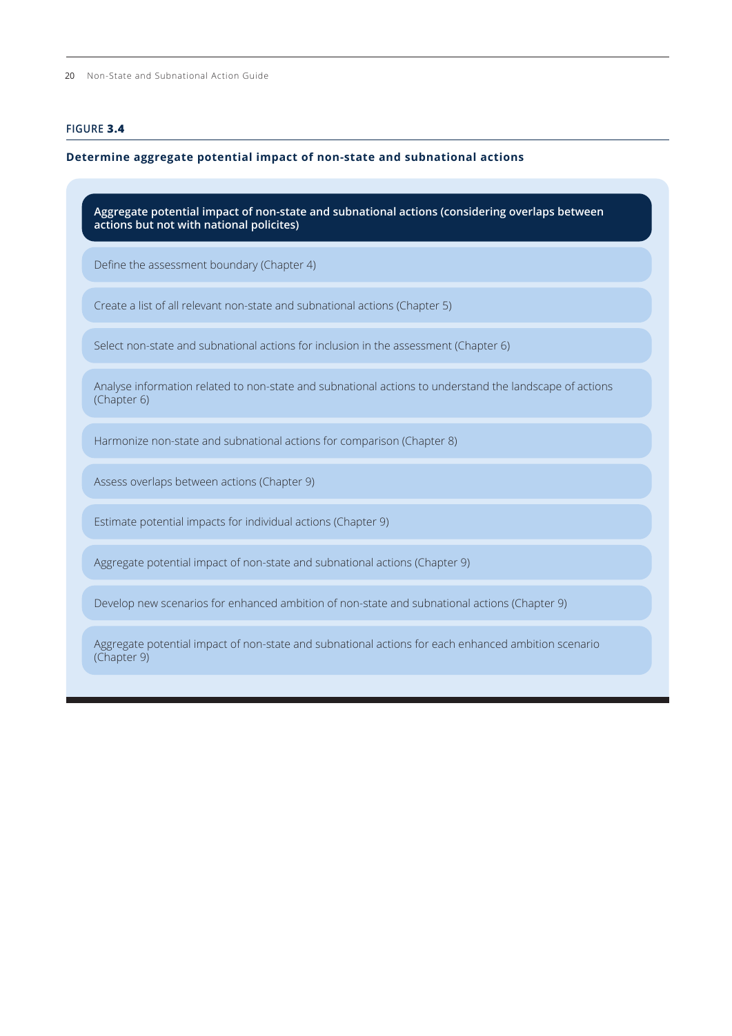**FIGURE 3.4**

**Determine aggregate potential impact of non-state and subnational actions**

**Aggregate potential impact of non-state and subnational actions (considering overlaps between actions but not with national policites)**

- Define the assessment boundary (Chapter 4)
- Create a list of all relevant non-state and subnational actions (Chapter 5)
- Select non-state and subnational actions for inclusion in the assessment (Chapter 6)
- Analyse information related to non-state and subnational actions to understand the landscape of actions (Chapter 6)
- Harmonize non-state and subnational actions for comparison (Chapter 8)
- Assess overlaps between actions (Chapter 9)
- Estimate potential impacts for individual actions (Chapter 9)
- Aggregate potential impact of non-state and subnational actions (Chapter 9)
- Develop new scenarios for enhanced ambition of non-state and subnational actions (Chapter 9)
- Aggregate potential impact of non-state and subnational actions for each enhanced ambition scenario (Chapter 9)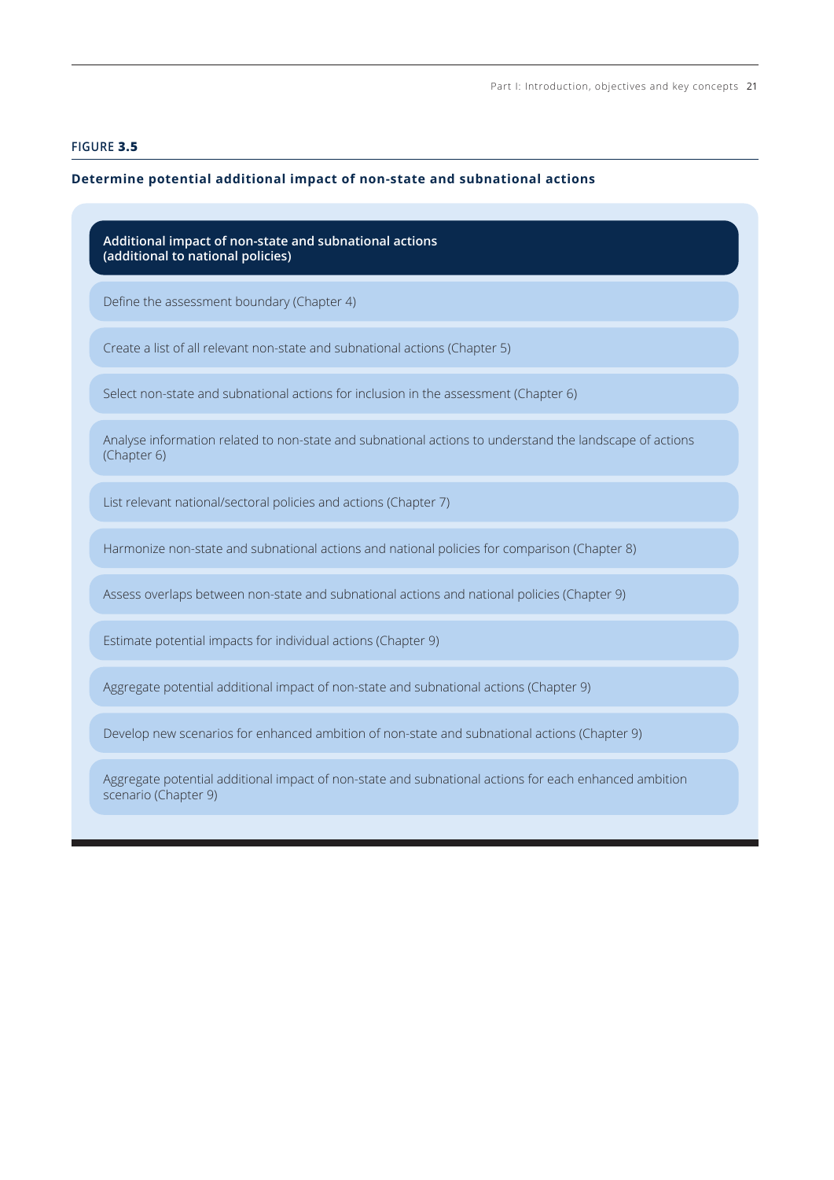FIGURE **3.5**

**Determine potential additional impact of non-state and subnational actions**

**Additional impact of non-state and subnational actions (additional to national policies)**

- Define the assessment boundary (Chapter 4)
- Create a list of all relevant non-state and subnational actions (Chapter 5)
- Select non-state and subnational actions for inclusion in the assessment (Chapter 6)
- Analyse information related to non-state and subnational actions to understand the landscape of actions (Chapter 6)
- List relevant national/sectoral policies and actions (Chapter 7)
- Harmonize non-state and subnational actions and national policies for comparison (Chapter 8)
- Assess overlaps between non-state and subnational actions and national policies (Chapter 9)
- Estimate potential impacts for individual actions (Chapter 9)
- Aggregate potential additional impact of non-state and subnational actions (Chapter 9)
- Develop new scenarios for enhanced ambition of non-state and subnational actions (Chapter 9)
- Aggregate potential additional impact of non-state and subnational actions for each enhanced ambition scenario (Chapter 9)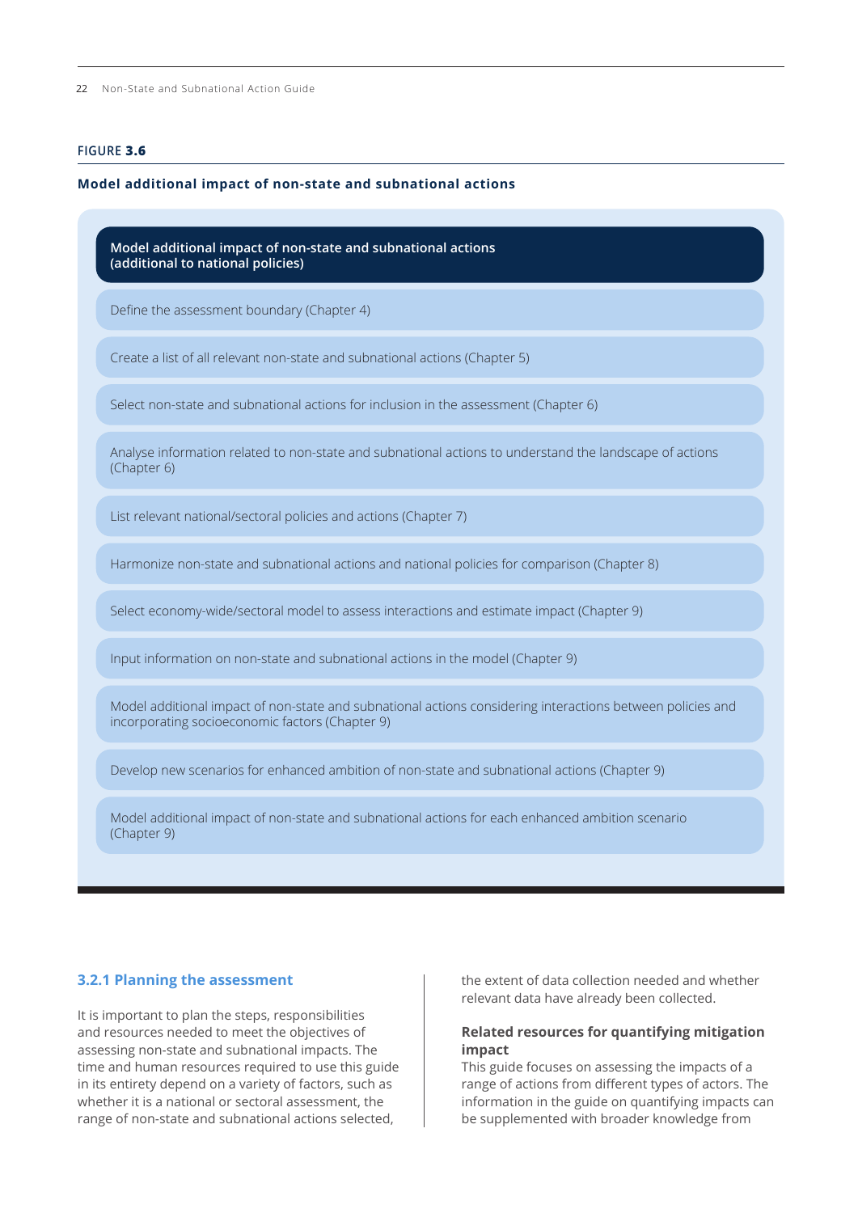**FIGURE 3.6**

**Model additional impact of non-state and subnational actions**

**Model additional impact of non-state and subnational actions (additional to national policies)**

- Define the assessment boundary (Chapter 4)
- Create a list of all relevant non-state and subnational actions (Chapter 5)
- Select non-state and subnational actions for inclusion in the assessment (Chapter 6)
- Analyse information related to non-state and subnational actions to understand the landscape of actions (Chapter 6)
- List relevant national/sectoral policies and actions (Chapter 7)
- Harmonize non-state and subnational actions and national policies for comparison (Chapter 8)
- Select economy-wide/sectoral model to assess interactions and estimate impact (Chapter 9)
- Input information on non-state and subnational actions in the model (Chapter 9)
- Model additional impact of non-state and subnational actions considering interactions between policies and incorporating socioeconomic factors (Chapter 9)
- Develop new scenarios for enhanced ambition of non-state and subnational actions (Chapter 9)
- Model additional impact of non-state and subnational actions for each enhanced ambition scenario (Chapter 9)

### 3.2.1 Planning the assessment

It is important to plan the steps, responsibilities and resources needed to meet the objectives of assessing non-state and subnational impacts. The time and human resources required to use this guide in its entirety depend on a variety of factors, such as whether it is a national or sectoral assessment, the range of non-state and subnational actions selected, the extent of data collection needed and whether relevant data have already been collected.

#### Related resources for quantifying mitigation impact

This guide focuses on assessing the impacts of a range of actions from different types of actors. The information in the guide on quantifying impacts can be supplemented with broader knowledge from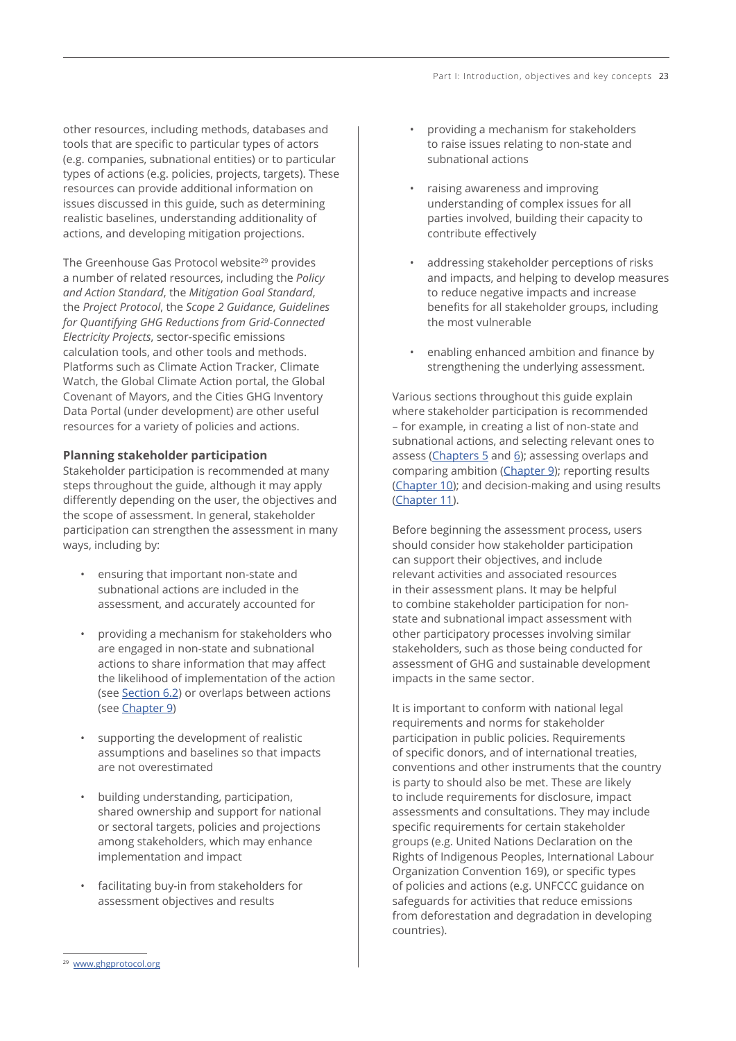other resources, including methods, databases and tools that are specific to particular types of actors (e.g. companies, subnational entities) or to particular types of actions (e.g. policies, projects, targets). These resources can provide additional information on issues discussed in this guide, such as determining realistic baselines, understanding additionality of actions, and developing mitigation projections.

The Greenhouse Gas Protocol website[29] provides a number of related resources, including the *Policy and Action Standard*, the *Mitigation Goal Standard*, the *Project Protocol*, the *Scope 2 Guidance*, *Guidelines for Quantifying GHG Reductions from Grid-Connected Electricity Projects*, sector-specific emissions calculation tools, and other tools and methods. Platforms such as Climate Action Tracker, Climate Watch, the Global Climate Action portal, the Global Covenant of Mayors, and the Cities GHG Inventory Data Portal (under development) are other useful resources for a variety of policies and actions.

**Planning stakeholder participation**

Stakeholder participation is recommended at many steps throughout the guide, although it may apply differently depending on the user, the objectives and the scope of assessment. In general, stakeholder participation can strengthen the assessment in many ways, including by:

- ensuring that important non-state and subnational actions are included in the assessment, and accurately accounted for
- providing a mechanism for stakeholders who are engaged in non-state and subnational actions to share information that may affect the likelihood of implementation of the action (see Section 6.2) or overlaps between actions (see Chapter 9)
- supporting the development of realistic assumptions and baselines so that impacts are not overestimated
- building understanding, participation, shared ownership and support for national or sectoral targets, policies and projections among stakeholders, which may enhance implementation and impact
- facilitating buy-in from stakeholders for assessment objectives and results
- providing a mechanism for stakeholders to raise issues relating to non-state and subnational actions
- raising awareness and improving understanding of complex issues for all parties involved, building their capacity to contribute effectively
- addressing stakeholder perceptions of risks and impacts, and helping to develop measures to reduce negative impacts and increase benefits for all stakeholder groups, including the most vulnerable
- enabling enhanced ambition and finance by strengthening the underlying assessment.

Various sections throughout this guide explain where stakeholder participation is recommended – for example, in creating a list of non-state and subnational actions, and selecting relevant ones to assess (Chapters 5 and 6); assessing overlaps and comparing ambition (Chapter 9); reporting results (Chapter 10); and decision-making and using results (Chapter 11).

Before beginning the assessment process, users should consider how stakeholder participation can support their objectives, and include relevant activities and associated resources in their assessment plans. It may be helpful to combine stakeholder participation for non-state and subnational impact assessment with other participatory processes involving similar stakeholders, such as those being conducted for assessment of GHG and sustainable development impacts in the same sector.

It is important to conform with national legal requirements and norms for stakeholder participation in public policies. Requirements of specific donors, and of international treaties, conventions and other instruments that the country is party to should also be met. These are likely to include requirements for disclosure, impact assessments and consultations. They may include specific requirements for certain stakeholder groups (e.g. United Nations Declaration on the Rights of Indigenous Peoples, International Labour Organization Convention 169), or specific types of policies and actions (e.g. UNFCCC guidance on safeguards for activities that reduce emissions from deforestation and degradation in developing countries).

[29] www.ghgprotocol.org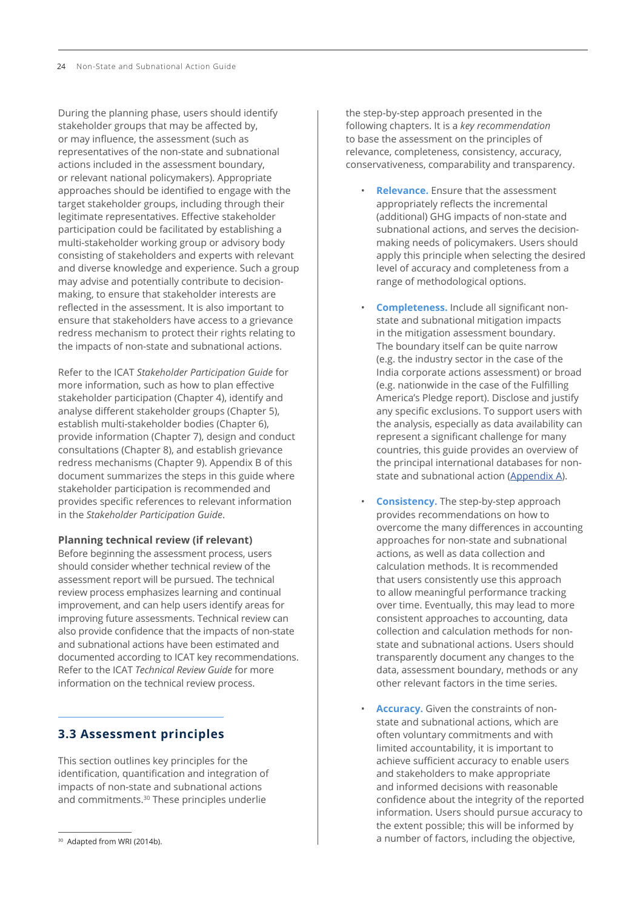During the planning phase, users should identify stakeholder groups that may be affected by, or may influence, the assessment (such as representatives of the non-state and subnational actions included in the assessment boundary, or relevant national policymakers). Appropriate approaches should be identified to engage with the target stakeholder groups, including through their legitimate representatives. Effective stakeholder participation could be facilitated by establishing a multi-stakeholder working group or advisory body consisting of stakeholders and experts with relevant and diverse knowledge and experience. Such a group may advise and potentially contribute to decision-making, to ensure that stakeholder interests are reflected in the assessment. It is also important to ensure that stakeholders have access to a grievance redress mechanism to protect their rights relating to the impacts of non-state and subnational actions.

Refer to the ICAT *Stakeholder Participation Guide* for more information, such as how to plan effective stakeholder participation (Chapter 4), identify and analyse different stakeholder groups (Chapter 5), establish multi-stakeholder bodies (Chapter 6), provide information (Chapter 7), design and conduct consultations (Chapter 8), and establish grievance redress mechanisms (Chapter 9). Appendix B of this document summarizes the steps in this guide where stakeholder participation is recommended and provides specific references to relevant information in the *Stakeholder Participation Guide*.

**Planning technical review (if relevant)**

Before beginning the assessment process, users should consider whether technical review of the assessment report will be pursued. The technical review process emphasizes learning and continual improvement, and can help users identify areas for improving future assessments. Technical review can also provide confidence that the impacts of non-state and subnational actions have been estimated and documented according to ICAT key recommendations. Refer to the ICAT *Technical Review Guide* for more information on the technical review process.

## 3.3 Assessment principles

This section outlines key principles for the identification, quantification and integration of impacts of non-state and subnational actions and commitments.[30] These principles underlie the step-by-step approach presented in the following chapters. It is a *key recommendation* to base the assessment on the principles of relevance, completeness, consistency, accuracy, conservativeness, comparability and transparency.

- **Relevance.** Ensure that the assessment appropriately reflects the incremental (additional) GHG impacts of non-state and subnational actions, and serves the decision-making needs of policymakers. Users should apply this principle when selecting the desired level of accuracy and completeness from a range of methodological options.

- **Completeness.** Include all significant non-state and subnational mitigation impacts in the mitigation assessment boundary. The boundary itself can be quite narrow (e.g. the industry sector in the case of the India corporate actions assessment) or broad (e.g. nationwide in the case of the Fulfilling America's Pledge report). Disclose and justify any specific exclusions. To support users with the analysis, especially as data availability can represent a significant challenge for many countries, this guide provides an overview of the principal international databases for non-state and subnational action (Appendix A).

- **Consistency.** The step-by-step approach provides recommendations on how to overcome the many differences in accounting approaches for non-state and subnational actions, as well as data collection and calculation methods. It is recommended that users consistently use this approach to allow meaningful performance tracking over time. Eventually, this may lead to more consistent approaches to accounting, data collection and calculation methods for non-state and subnational actions. Users should transparently document any changes to the data, assessment boundary, methods or any other relevant factors in the time series.

- **Accuracy.** Given the constraints of non-state and subnational actions, which are often voluntary commitments and with limited accountability, it is important to achieve sufficient accuracy to enable users and stakeholders to make appropriate and informed decisions with reasonable confidence about the integrity of the reported information. Users should pursue accuracy to the extent possible; this will be informed by a number of factors, including the objective,

[30] Adapted from WRI (2014b).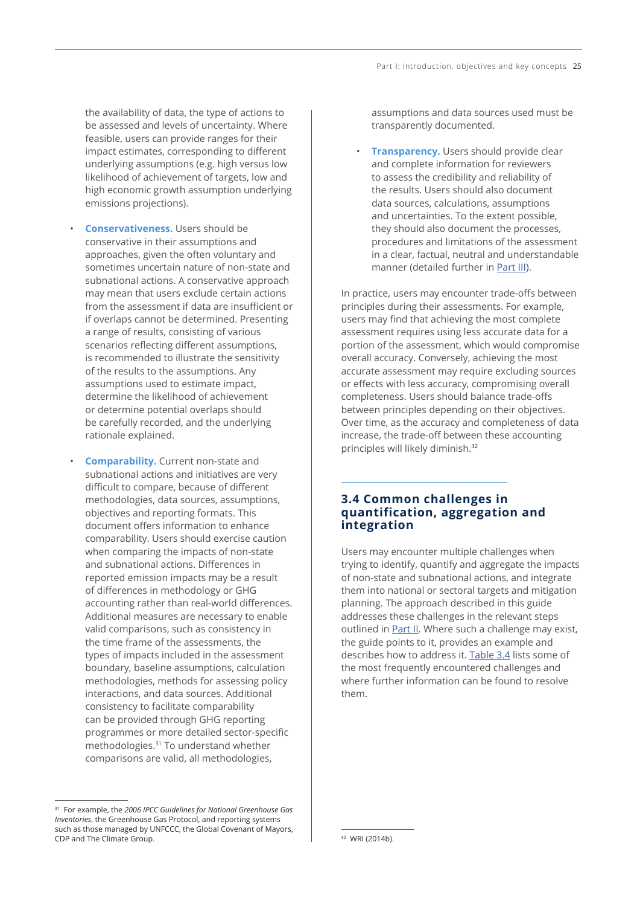the availability of data, the type of actions to be assessed and levels of uncertainty. Where feasible, users can provide ranges for their impact estimates, corresponding to different underlying assumptions (e.g. high versus low likelihood of achievement of targets, low and high economic growth assumption underlying emissions projections).

- **Conservativeness.** Users should be conservative in their assumptions and approaches, given the often voluntary and sometimes uncertain nature of non-state and subnational actions. A conservative approach may mean that users exclude certain actions from the assessment if data are insufficient or if overlaps cannot be determined. Presenting a range of results, consisting of various scenarios reflecting different assumptions, is recommended to illustrate the sensitivity of the results to the assumptions. Any assumptions used to estimate impact, determine the likelihood of achievement or determine potential overlaps should be carefully recorded, and the underlying rationale explained.

- **Comparability.** Current non-state and subnational actions and initiatives are very difficult to compare, because of different methodologies, data sources, assumptions, objectives and reporting formats. This document offers information to enhance comparability. Users should exercise caution when comparing the impacts of non-state and subnational actions. Differences in reported emission impacts may be a result of differences in methodology or GHG accounting rather than real-world differences. Additional measures are necessary to enable valid comparisons, such as consistency in the time frame of the assessments, the types of impacts included in the assessment boundary, baseline assumptions, calculation methodologies, methods for assessing policy interactions, and data sources. Additional consistency to facilitate comparability can be provided through GHG reporting programmes or more detailed sector-specific methodologies.[31] To understand whether comparisons are valid, all methodologies, assumptions and data sources used must be transparently documented.

- **Transparency.** Users should provide clear and complete information for reviewers to assess the credibility and reliability of the results. Users should also document data sources, calculations, assumptions and uncertainties. To the extent possible, they should also document the processes, procedures and limitations of the assessment in a clear, factual, neutral and understandable manner (detailed further in Part III).

In practice, users may encounter trade-offs between principles during their assessments. For example, users may find that achieving the most complete assessment requires using less accurate data for a portion of the assessment, which would compromise overall accuracy. Conversely, achieving the most accurate assessment may require excluding sources or effects with less accuracy, compromising overall completeness. Users should balance trade-offs between principles depending on their objectives. Over time, as the accuracy and completeness of data increase, the trade-off between these accounting principles will likely diminish.[32]

## 3.4 Common challenges in quantification, aggregation and integration

Users may encounter multiple challenges when trying to identify, quantify and aggregate the impacts of non-state and subnational actions, and integrate them into national or sectoral targets and mitigation planning. The approach described in this guide addresses these challenges in the relevant steps outlined in Part II. Where such a challenge may exist, the guide points to it, provides an example and describes how to address it. Table 3.4 lists some of the most frequently encountered challenges and where further information can be found to resolve them.

[31] For example, the *2006 IPCC Guidelines for National Greenhouse Gas Inventories*, the Greenhouse Gas Protocol, and reporting systems such as those managed by UNFCCC, the Global Covenant of Mayors, CDP and The Climate Group.

[32] WRI (2014b).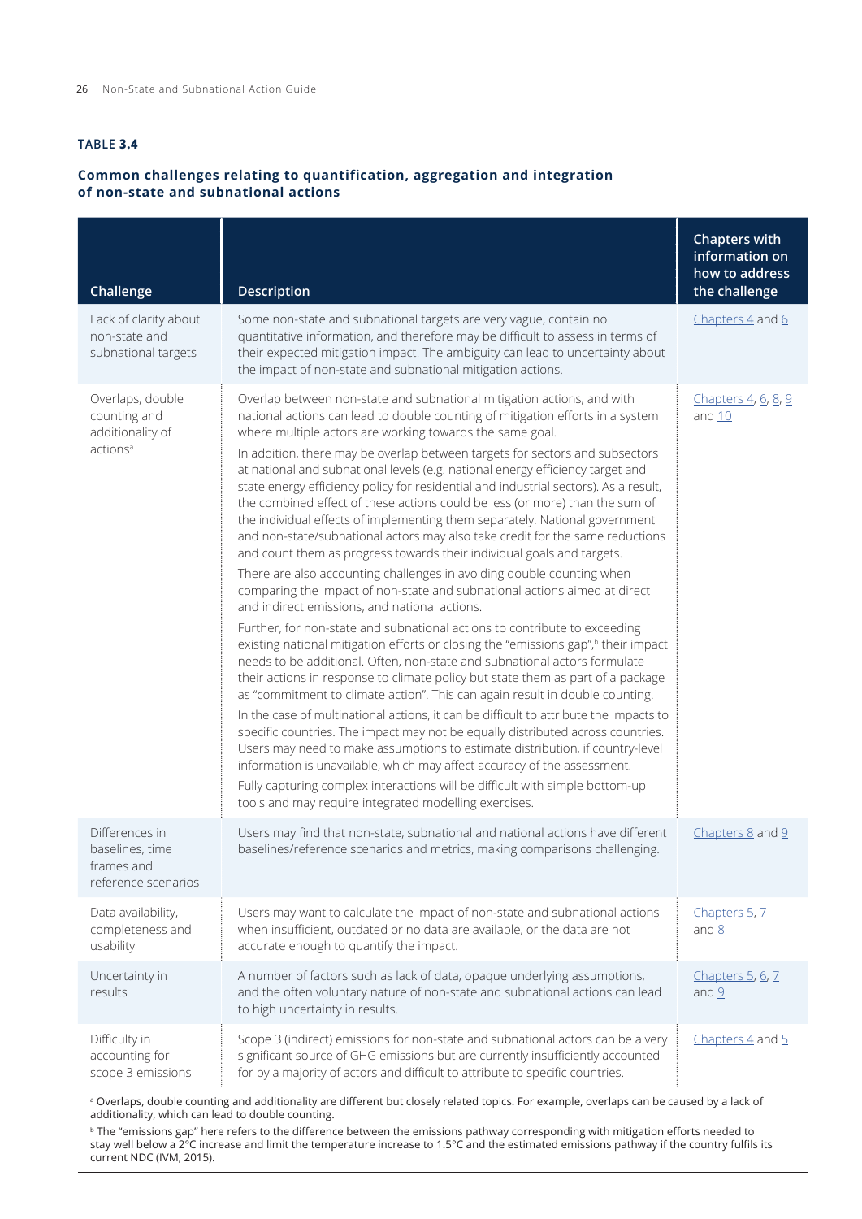TABLE **3.4**

**Common challenges relating to quantification, aggregation and integration of non-state and subnational actions**

| Challenge | Description | Chapters with information on how to address the challenge |
|---|---|---|
| Lack of clarity about non-state and subnational targets | Some non-state and subnational targets are very vague, contain no quantitative information, and therefore may be difficult to assess in terms of their expected mitigation impact. The ambiguity can lead to uncertainty about the impact of non-state and subnational mitigation actions. | Chapters 4 and 6 |
| Overlaps, double counting and additionality of actions[a] | Overlap between non-state and subnational mitigation actions, and with national actions can lead to double counting of mitigation efforts in a system where multiple actors are working towards the same goal.<br><br>In addition, there may be overlap between targets for sectors and subsectors at national and subnational levels (e.g. national energy efficiency target and state energy efficiency policy for residential and industrial sectors). As a result, the combined effect of these actions could be less (or more) than the sum of the individual effects of implementing them separately. National government and non-state/subnational actors may also take credit for the same reductions and count them as progress towards their individual goals and targets.<br><br>There are also accounting challenges in avoiding double counting when comparing the impact of non-state and subnational actions aimed at direct and indirect emissions, and national actions.<br><br>Further, for non-state and subnational actions to contribute to exceeding existing national mitigation efforts or closing the "emissions gap",[b] their impact needs to be additional. Often, non-state and subnational actors formulate their actions in response to climate policy but state them as part of a package as "commitment to climate action". This can again result in double counting.<br><br>In the case of multinational actions, it can be difficult to attribute the impacts to specific countries. The impact may not be equally distributed across countries. Users may need to make assumptions to estimate distribution, if country-level information is unavailable, which may affect accuracy of the assessment.<br><br>Fully capturing complex interactions will be difficult with simple bottom-up tools and may require integrated modelling exercises. | Chapters 4, 6, 8, 9 and 10 |
| Differences in baselines, time frames and reference scenarios | Users may find that non-state, subnational and national actions have different baselines/reference scenarios and metrics, making comparisons challenging. | Chapters 8 and 9 |
| Data availability, completeness and usability | Users may want to calculate the impact of non-state and subnational actions when insufficient, outdated or no data are available, or the data are not accurate enough to quantify the impact. | Chapters 5, 7 and 8 |
| Uncertainty in results | A number of factors such as lack of data, opaque underlying assumptions, and the often voluntary nature of non-state and subnational actions can lead to high uncertainty in results. | Chapters 5, 6, 7 and 9 |
| Difficulty in accounting for scope 3 emissions | Scope 3 (indirect) emissions for non-state and subnational actors can be a very significant source of GHG emissions but are currently insufficiently accounted for by a majority of actors and difficult to attribute to specific countries. | Chapters 4 and 5 |

[a] Overlaps, double counting and additionality are different but closely related topics. For example, overlaps can be caused by a lack of additionality, which can lead to double counting.

[b] The "emissions gap" here refers to the difference between the emissions pathway corresponding with mitigation efforts needed to stay well below a 2°C increase and limit the temperature increase to 1.5°C and the estimated emissions pathway if the country fulfils its current NDC (IVM, 2015).